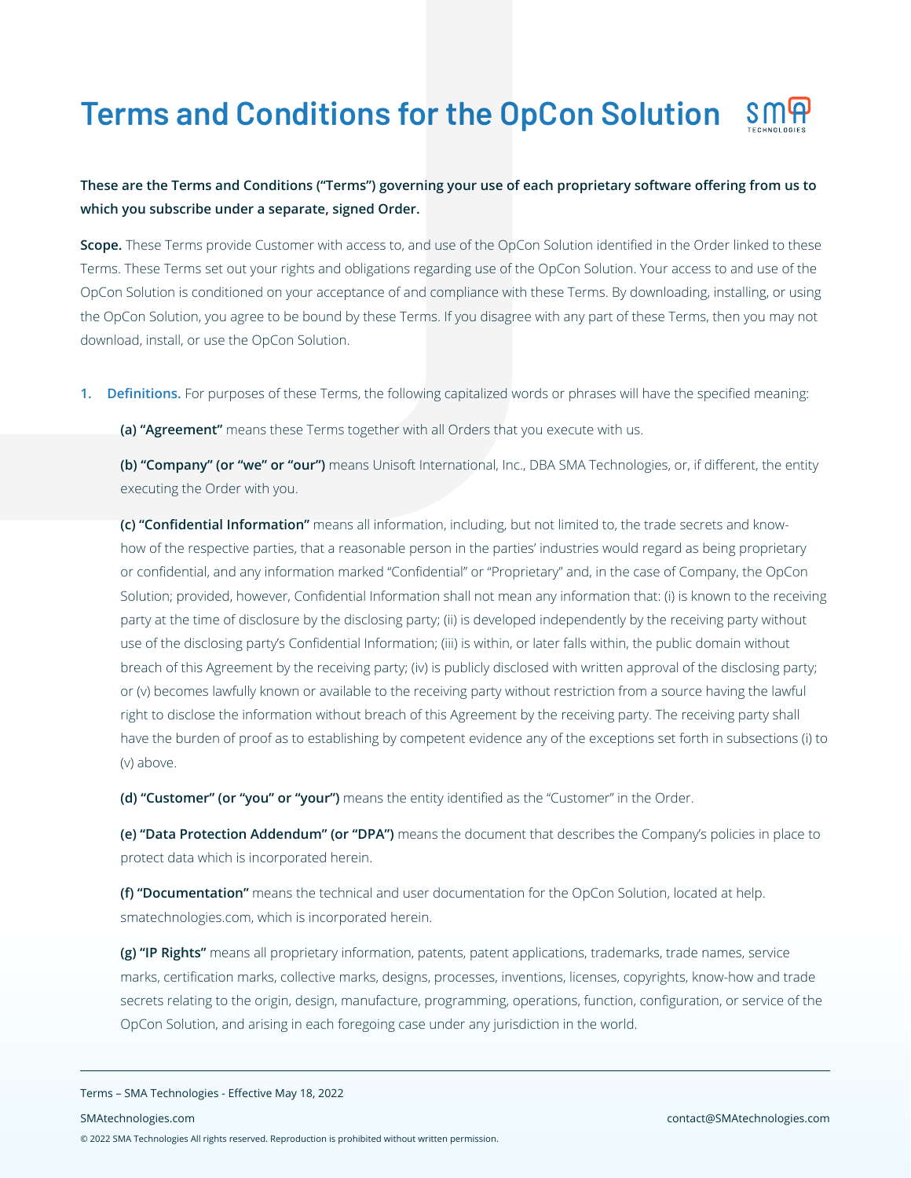# Terms and Conditions for the OpCon Solution

**These are the Terms and Conditions ("Terms") governing your use of each proprietary software offering from us to which you subscribe under a separate, signed Order.**

**Scope.** These Terms provide Customer with access to, and use of the OpCon Solution identified in the Order linked to these Terms. These Terms set out your rights and obligations regarding use of the OpCon Solution. Your access to and use of the OpCon Solution is conditioned on your acceptance of and compliance with these Terms. By downloading, installing, or using the OpCon Solution, you agree to be bound by these Terms. If you disagree with any part of these Terms, then you may not download, install, or use the OpCon Solution.

1. **Definitions.** For purposes of these Terms, the following capitalized words or phrases will have the specified meaning:

    **(a) "Agreement"** means these Terms together with all Orders that you execute with us.

    **(b) "Company" (or "we" or "our")** means Unisoft International, Inc., DBA SMA Technologies, or, if different, the entity executing the Order with you.

    **(c) "Confidential Information"** means all information, including, but not limited to, the trade secrets and know-how of the respective parties, that a reasonable person in the parties' industries would regard as being proprietary or confidential, and any information marked "Confidential" or "Proprietary" and, in the case of Company, the OpCon Solution; provided, however, Confidential Information shall not mean any information that: (i) is known to the receiving party at the time of disclosure by the disclosing party; (ii) is developed independently by the receiving party without use of the disclosing party's Confidential Information; (iii) is within, or later falls within, the public domain without breach of this Agreement by the receiving party; (iv) is publicly disclosed with written approval of the disclosing party; or (v) becomes lawfully known or available to the receiving party without restriction from a source having the lawful right to disclose the information without breach of this Agreement by the receiving party. The receiving party shall have the burden of proof as to establishing by competent evidence any of the exceptions set forth in subsections (i) to (v) above.

    **(d) "Customer" (or "you" or "your")** means the entity identified as the "Customer" in the Order.

    **(e) "Data Protection Addendum" (or "DPA")** means the document that describes the Company's policies in place to protect data which is incorporated herein.

    **(f) "Documentation"** means the technical and user documentation for the OpCon Solution, located at help.smatechnologies.com, which is incorporated herein.

    **(g) "IP Rights"** means all proprietary information, patents, patent applications, trademarks, trade names, service marks, certification marks, collective marks, designs, processes, inventions, licenses, copyrights, know-how and trade secrets relating to the origin, design, manufacture, programming, operations, function, configuration, or service of the OpCon Solution, and arising in each foregoing case under any jurisdiction in the world.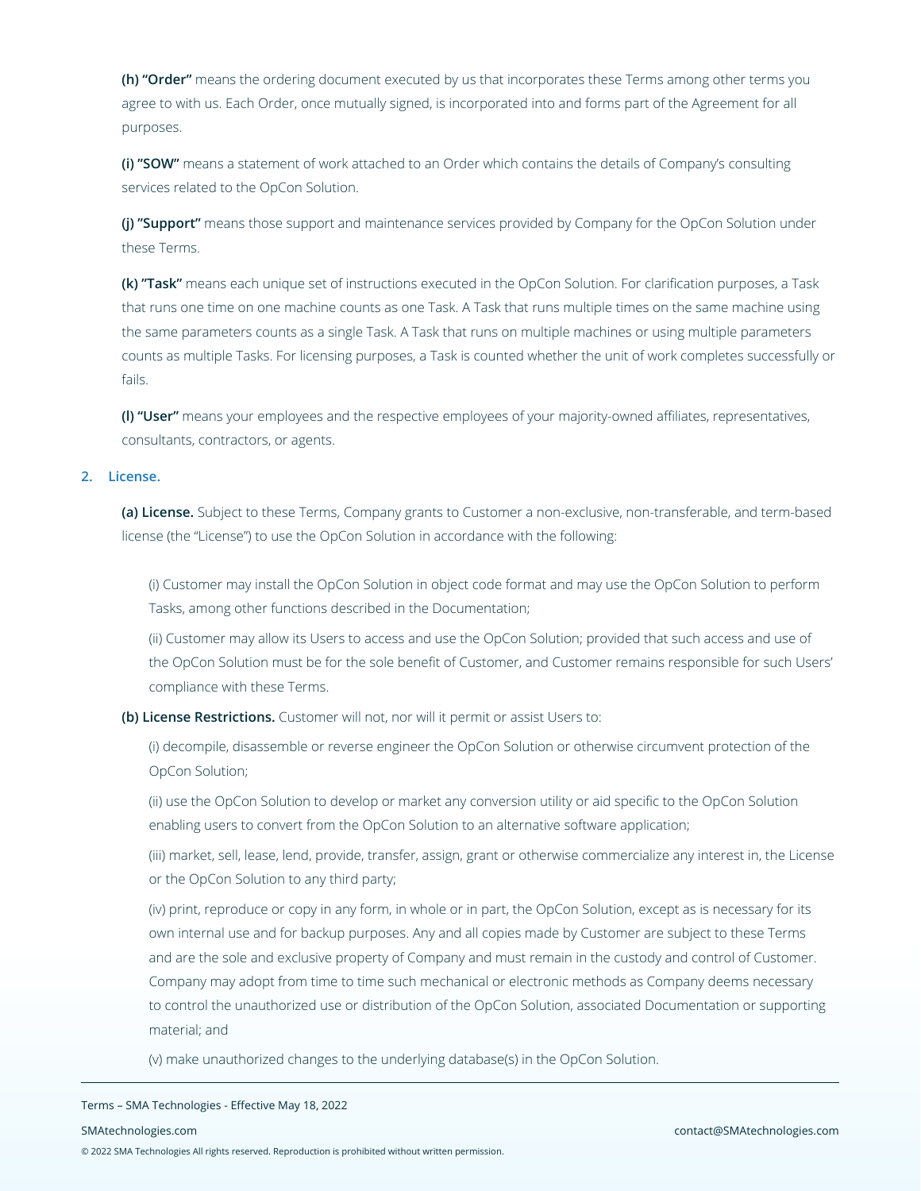**(h) "Order"** means the ordering document executed by us that incorporates these Terms among other terms you agree to with us. Each Order, once mutually signed, is incorporated into and forms part of the Agreement for all purposes.

**(i) "SOW"** means a statement of work attached to an Order which contains the details of Company's consulting services related to the OpCon Solution.

**(j) "Support"** means those support and maintenance services provided by Company for the OpCon Solution under these Terms.

**(k) "Task"** means each unique set of instructions executed in the OpCon Solution. For clarification purposes, a Task that runs one time on one machine counts as one Task. A Task that runs multiple times on the same machine using the same parameters counts as a single Task. A Task that runs on multiple machines or using multiple parameters counts as multiple Tasks. For licensing purposes, a Task is counted whether the unit of work completes successfully or fails.

**(l) "User"** means your employees and the respective employees of your majority-owned affiliates, representatives, consultants, contractors, or agents.

## 2. License.

**(a) License.** Subject to these Terms, Company grants to Customer a non-exclusive, non-transferable, and term-based license (the "License") to use the OpCon Solution in accordance with the following:

(i) Customer may install the OpCon Solution in object code format and may use the OpCon Solution to perform Tasks, among other functions described in the Documentation;

(ii) Customer may allow its Users to access and use the OpCon Solution; provided that such access and use of the OpCon Solution must be for the sole benefit of Customer, and Customer remains responsible for such Users' compliance with these Terms.

**(b) License Restrictions.** Customer will not, nor will it permit or assist Users to:

(i) decompile, disassemble or reverse engineer the OpCon Solution or otherwise circumvent protection of the OpCon Solution;

(ii) use the OpCon Solution to develop or market any conversion utility or aid specific to the OpCon Solution enabling users to convert from the OpCon Solution to an alternative software application;

(iii) market, sell, lease, lend, provide, transfer, assign, grant or otherwise commercialize any interest in, the License or the OpCon Solution to any third party;

(iv) print, reproduce or copy in any form, in whole or in part, the OpCon Solution, except as is necessary for its own internal use and for backup purposes. Any and all copies made by Customer are subject to these Terms and are the sole and exclusive property of Company and must remain in the custody and control of Customer. Company may adopt from time to time such mechanical or electronic methods as Company deems necessary to control the unauthorized use or distribution of the OpCon Solution, associated Documentation or supporting material; and

(v) make unauthorized changes to the underlying database(s) in the OpCon Solution.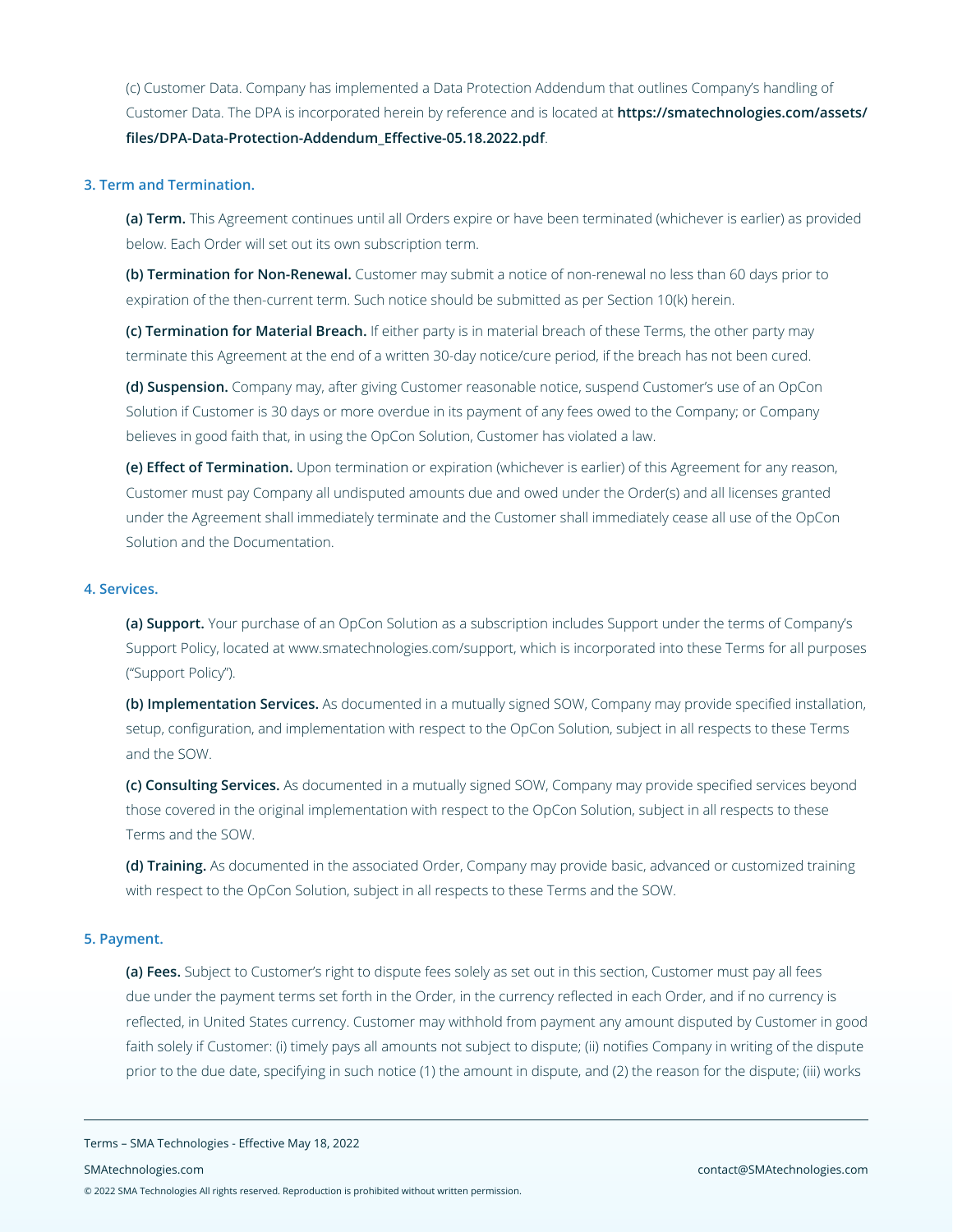(c) Customer Data. Company has implemented a Data Protection Addendum that outlines Company's handling of Customer Data. The DPA is incorporated herein by reference and is located at **https://smatechnologies.com/assets/files/DPA-Data-Protection-Addendum_Effective-05.18.2022.pdf**.

### 3. Term and Termination.

**(a) Term.** This Agreement continues until all Orders expire or have been terminated (whichever is earlier) as provided below. Each Order will set out its own subscription term.

**(b) Termination for Non-Renewal.** Customer may submit a notice of non-renewal no less than 60 days prior to expiration of the then-current term. Such notice should be submitted as per Section 10(k) herein.

**(c) Termination for Material Breach.** If either party is in material breach of these Terms, the other party may terminate this Agreement at the end of a written 30-day notice/cure period, if the breach has not been cured.

**(d) Suspension.** Company may, after giving Customer reasonable notice, suspend Customer's use of an OpCon Solution if Customer is 30 days or more overdue in its payment of any fees owed to the Company; or Company believes in good faith that, in using the OpCon Solution, Customer has violated a law.

**(e) Effect of Termination.** Upon termination or expiration (whichever is earlier) of this Agreement for any reason, Customer must pay Company all undisputed amounts due and owed under the Order(s) and all licenses granted under the Agreement shall immediately terminate and the Customer shall immediately cease all use of the OpCon Solution and the Documentation.

### 4. Services.

**(a) Support.** Your purchase of an OpCon Solution as a subscription includes Support under the terms of Company's Support Policy, located at www.smatechnologies.com/support, which is incorporated into these Terms for all purposes ("Support Policy").

**(b) Implementation Services.** As documented in a mutually signed SOW, Company may provide specified installation, setup, configuration, and implementation with respect to the OpCon Solution, subject in all respects to these Terms and the SOW.

**(c) Consulting Services.** As documented in a mutually signed SOW, Company may provide specified services beyond those covered in the original implementation with respect to the OpCon Solution, subject in all respects to these Terms and the SOW.

**(d) Training.** As documented in the associated Order, Company may provide basic, advanced or customized training with respect to the OpCon Solution, subject in all respects to these Terms and the SOW.

### 5. Payment.

**(a) Fees.** Subject to Customer's right to dispute fees solely as set out in this section, Customer must pay all fees due under the payment terms set forth in the Order, in the currency reflected in each Order, and if no currency is reflected, in United States currency. Customer may withhold from payment any amount disputed by Customer in good faith solely if Customer: (i) timely pays all amounts not subject to dispute; (ii) notifies Company in writing of the dispute prior to the due date, specifying in such notice (1) the amount in dispute, and (2) the reason for the dispute; (iii) works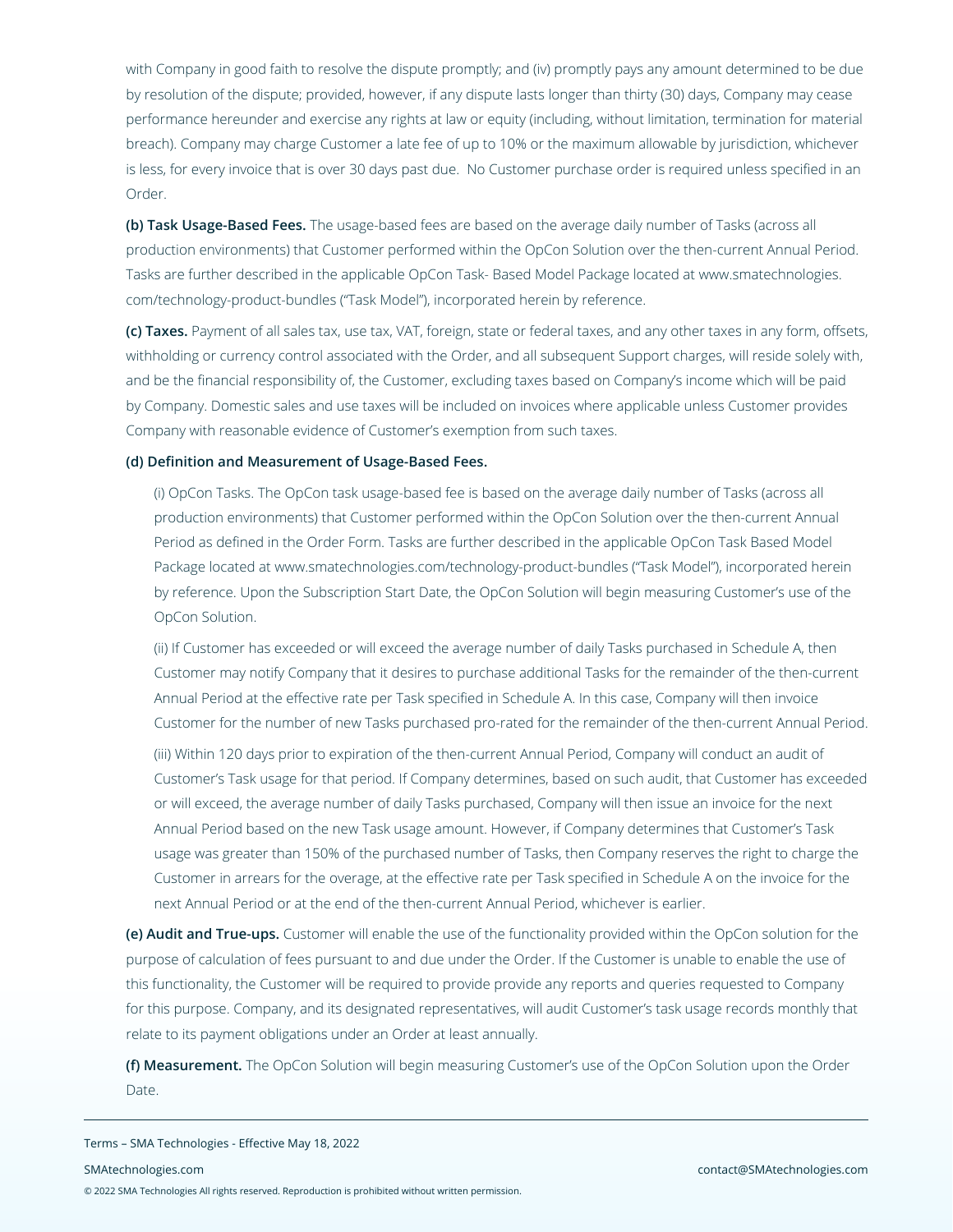with Company in good faith to resolve the dispute promptly; and (iv) promptly pays any amount determined to be due by resolution of the dispute; provided, however, if any dispute lasts longer than thirty (30) days, Company may cease performance hereunder and exercise any rights at law or equity (including, without limitation, termination for material breach). Company may charge Customer a late fee of up to 10% or the maximum allowable by jurisdiction, whichever is less, for every invoice that is over 30 days past due. No Customer purchase order is required unless specified in an Order.

**(b) Task Usage-Based Fees.** The usage-based fees are based on the average daily number of Tasks (across all production environments) that Customer performed within the OpCon Solution over the then-current Annual Period. Tasks are further described in the applicable OpCon Task- Based Model Package located at www.smatechnologies.com/technology-product-bundles ("Task Model"), incorporated herein by reference.

**(c) Taxes.** Payment of all sales tax, use tax, VAT, foreign, state or federal taxes, and any other taxes in any form, offsets, withholding or currency control associated with the Order, and all subsequent Support charges, will reside solely with, and be the financial responsibility of, the Customer, excluding taxes based on Company's income which will be paid by Company. Domestic sales and use taxes will be included on invoices where applicable unless Customer provides Company with reasonable evidence of Customer's exemption from such taxes.

**(d) Definition and Measurement of Usage-Based Fees.**

(i) OpCon Tasks. The OpCon task usage-based fee is based on the average daily number of Tasks (across all production environments) that Customer performed within the OpCon Solution over the then-current Annual Period as defined in the Order Form. Tasks are further described in the applicable OpCon Task Based Model Package located at www.smatechnologies.com/technology-product-bundles ("Task Model"), incorporated herein by reference. Upon the Subscription Start Date, the OpCon Solution will begin measuring Customer's use of the OpCon Solution.

(ii) If Customer has exceeded or will exceed the average number of daily Tasks purchased in Schedule A, then Customer may notify Company that it desires to purchase additional Tasks for the remainder of the then-current Annual Period at the effective rate per Task specified in Schedule A. In this case, Company will then invoice Customer for the number of new Tasks purchased pro-rated for the remainder of the then-current Annual Period.

(iii) Within 120 days prior to expiration of the then-current Annual Period, Company will conduct an audit of Customer's Task usage for that period. If Company determines, based on such audit, that Customer has exceeded or will exceed, the average number of daily Tasks purchased, Company will then issue an invoice for the next Annual Period based on the new Task usage amount. However, if Company determines that Customer's Task usage was greater than 150% of the purchased number of Tasks, then Company reserves the right to charge the Customer in arrears for the overage, at the effective rate per Task specified in Schedule A on the invoice for the next Annual Period or at the end of the then-current Annual Period, whichever is earlier.

**(e) Audit and True-ups.** Customer will enable the use of the functionality provided within the OpCon solution for the purpose of calculation of fees pursuant to and due under the Order. If the Customer is unable to enable the use of this functionality, the Customer will be required to provide provide any reports and queries requested to Company for this purpose. Company, and its designated representatives, will audit Customer's task usage records monthly that relate to its payment obligations under an Order at least annually.

**(f) Measurement.** The OpCon Solution will begin measuring Customer's use of the OpCon Solution upon the Order Date.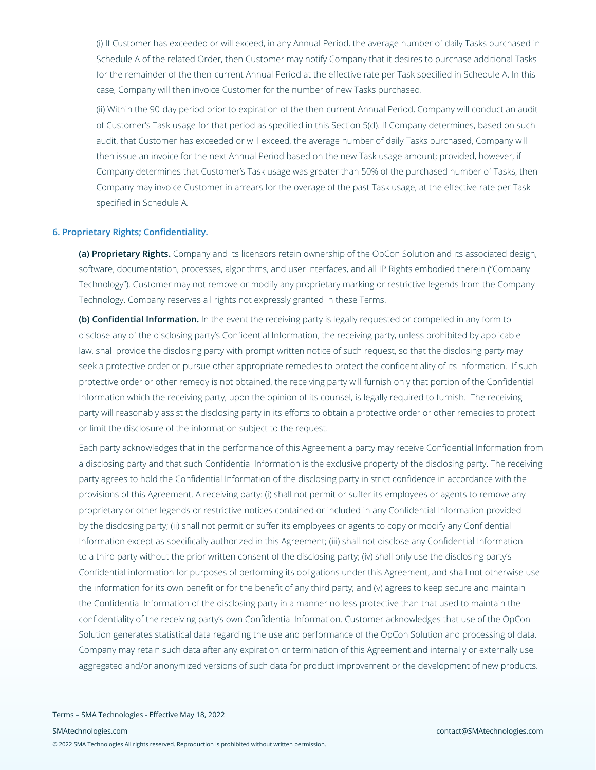(i) If Customer has exceeded or will exceed, in any Annual Period, the average number of daily Tasks purchased in Schedule A of the related Order, then Customer may notify Company that it desires to purchase additional Tasks for the remainder of the then-current Annual Period at the effective rate per Task specified in Schedule A. In this case, Company will then invoice Customer for the number of new Tasks purchased.

(ii) Within the 90-day period prior to expiration of the then-current Annual Period, Company will conduct an audit of Customer's Task usage for that period as specified in this Section 5(d). If Company determines, based on such audit, that Customer has exceeded or will exceed, the average number of daily Tasks purchased, Company will then issue an invoice for the next Annual Period based on the new Task usage amount; provided, however, if Company determines that Customer's Task usage was greater than 50% of the purchased number of Tasks, then Company may invoice Customer in arrears for the overage of the past Task usage, at the effective rate per Task specified in Schedule A.

## 6. Proprietary Rights; Confidentiality.

**(a) Proprietary Rights.** Company and its licensors retain ownership of the OpCon Solution and its associated design, software, documentation, processes, algorithms, and user interfaces, and all IP Rights embodied therein ("Company Technology"). Customer may not remove or modify any proprietary marking or restrictive legends from the Company Technology. Company reserves all rights not expressly granted in these Terms.

**(b) Confidential Information.** In the event the receiving party is legally requested or compelled in any form to disclose any of the disclosing party's Confidential Information, the receiving party, unless prohibited by applicable law, shall provide the disclosing party with prompt written notice of such request, so that the disclosing party may seek a protective order or pursue other appropriate remedies to protect the confidentiality of its information. If such protective order or other remedy is not obtained, the receiving party will furnish only that portion of the Confidential Information which the receiving party, upon the opinion of its counsel, is legally required to furnish. The receiving party will reasonably assist the disclosing party in its efforts to obtain a protective order or other remedies to protect or limit the disclosure of the information subject to the request.

Each party acknowledges that in the performance of this Agreement a party may receive Confidential Information from a disclosing party and that such Confidential Information is the exclusive property of the disclosing party. The receiving party agrees to hold the Confidential Information of the disclosing party in strict confidence in accordance with the provisions of this Agreement. A receiving party: (i) shall not permit or suffer its employees or agents to remove any proprietary or other legends or restrictive notices contained or included in any Confidential Information provided by the disclosing party; (ii) shall not permit or suffer its employees or agents to copy or modify any Confidential Information except as specifically authorized in this Agreement; (iii) shall not disclose any Confidential Information to a third party without the prior written consent of the disclosing party; (iv) shall only use the disclosing party's Confidential information for purposes of performing its obligations under this Agreement, and shall not otherwise use the information for its own benefit or for the benefit of any third party; and (v) agrees to keep secure and maintain the Confidential Information of the disclosing party in a manner no less protective than that used to maintain the confidentiality of the receiving party's own Confidential Information. Customer acknowledges that use of the OpCon Solution generates statistical data regarding the use and performance of the OpCon Solution and processing of data. Company may retain such data after any expiration or termination of this Agreement and internally or externally use aggregated and/or anonymized versions of such data for product improvement or the development of new products.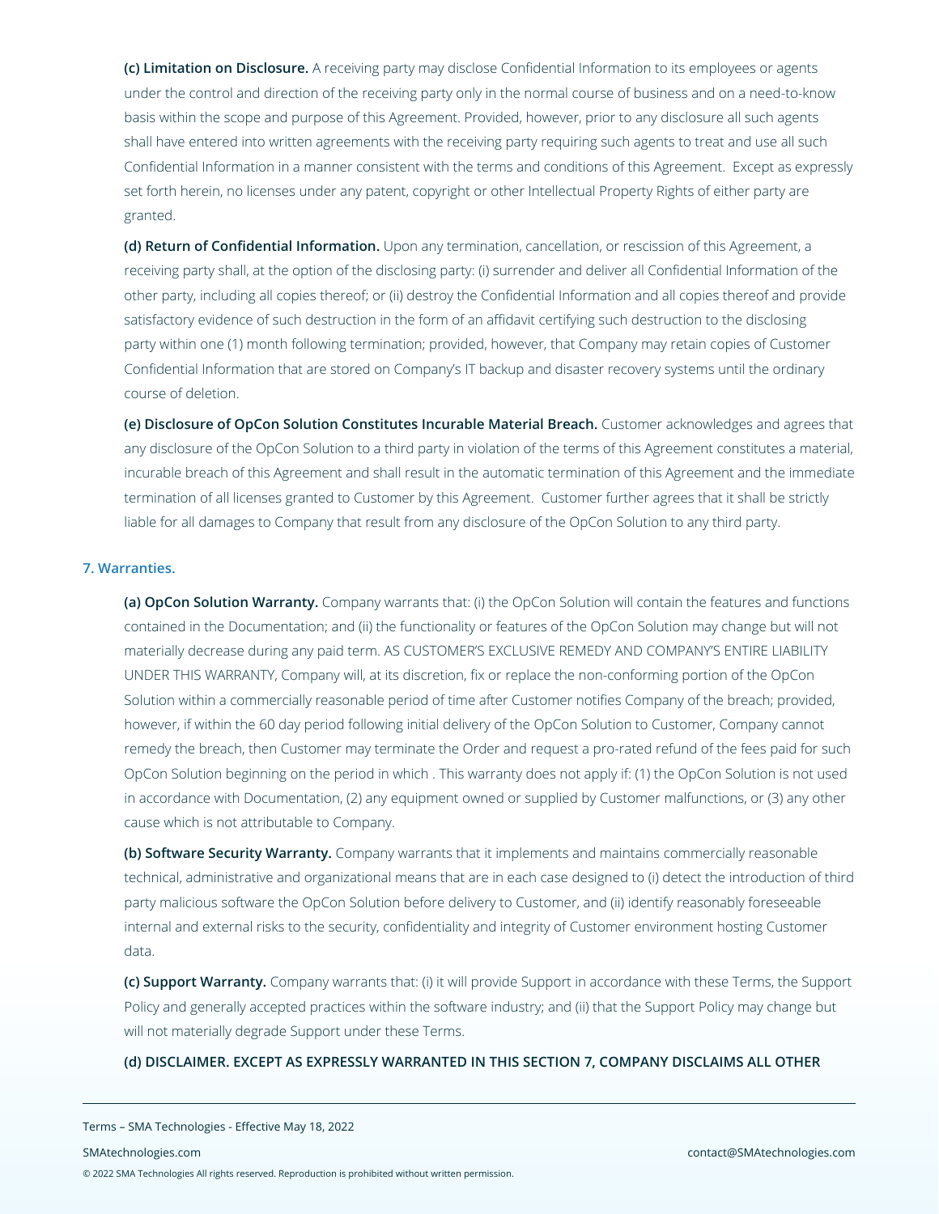**(c) Limitation on Disclosure.** A receiving party may disclose Confidential Information to its employees or agents under the control and direction of the receiving party only in the normal course of business and on a need-to-know basis within the scope and purpose of this Agreement. Provided, however, prior to any disclosure all such agents shall have entered into written agreements with the receiving party requiring such agents to treat and use all such Confidential Information in a manner consistent with the terms and conditions of this Agreement. Except as expressly set forth herein, no licenses under any patent, copyright or other Intellectual Property Rights of either party are granted.

**(d) Return of Confidential Information.** Upon any termination, cancellation, or rescission of this Agreement, a receiving party shall, at the option of the disclosing party: (i) surrender and deliver all Confidential Information of the other party, including all copies thereof; or (ii) destroy the Confidential Information and all copies thereof and provide satisfactory evidence of such destruction in the form of an affidavit certifying such destruction to the disclosing party within one (1) month following termination; provided, however, that Company may retain copies of Customer Confidential Information that are stored on Company's IT backup and disaster recovery systems until the ordinary course of deletion.

**(e) Disclosure of OpCon Solution Constitutes Incurable Material Breach.** Customer acknowledges and agrees that any disclosure of the OpCon Solution to a third party in violation of the terms of this Agreement constitutes a material, incurable breach of this Agreement and shall result in the automatic termination of this Agreement and the immediate termination of all licenses granted to Customer by this Agreement. Customer further agrees that it shall be strictly liable for all damages to Company that result from any disclosure of the OpCon Solution to any third party.

## 7. Warranties.

**(a) OpCon Solution Warranty.** Company warrants that: (i) the OpCon Solution will contain the features and functions contained in the Documentation; and (ii) the functionality or features of the OpCon Solution may change but will not materially decrease during any paid term. AS CUSTOMER'S EXCLUSIVE REMEDY AND COMPANY'S ENTIRE LIABILITY UNDER THIS WARRANTY, Company will, at its discretion, fix or replace the non-conforming portion of the OpCon Solution within a commercially reasonable period of time after Customer notifies Company of the breach; provided, however, if within the 60 day period following initial delivery of the OpCon Solution to Customer, Company cannot remedy the breach, then Customer may terminate the Order and request a pro-rated refund of the fees paid for such OpCon Solution beginning on the period in which . This warranty does not apply if: (1) the OpCon Solution is not used in accordance with Documentation, (2) any equipment owned or supplied by Customer malfunctions, or (3) any other cause which is not attributable to Company.

**(b) Software Security Warranty.** Company warrants that it implements and maintains commercially reasonable technical, administrative and organizational means that are in each case designed to (i) detect the introduction of third party malicious software the OpCon Solution before delivery to Customer, and (ii) identify reasonably foreseeable internal and external risks to the security, confidentiality and integrity of Customer environment hosting Customer data.

**(c) Support Warranty.** Company warrants that: (i) it will provide Support in accordance with these Terms, the Support Policy and generally accepted practices within the software industry; and (ii) that the Support Policy may change but will not materially degrade Support under these Terms.

**(d) DISCLAIMER. EXCEPT AS EXPRESSLY WARRANTED IN THIS SECTION 7, COMPANY DISCLAIMS ALL OTHER**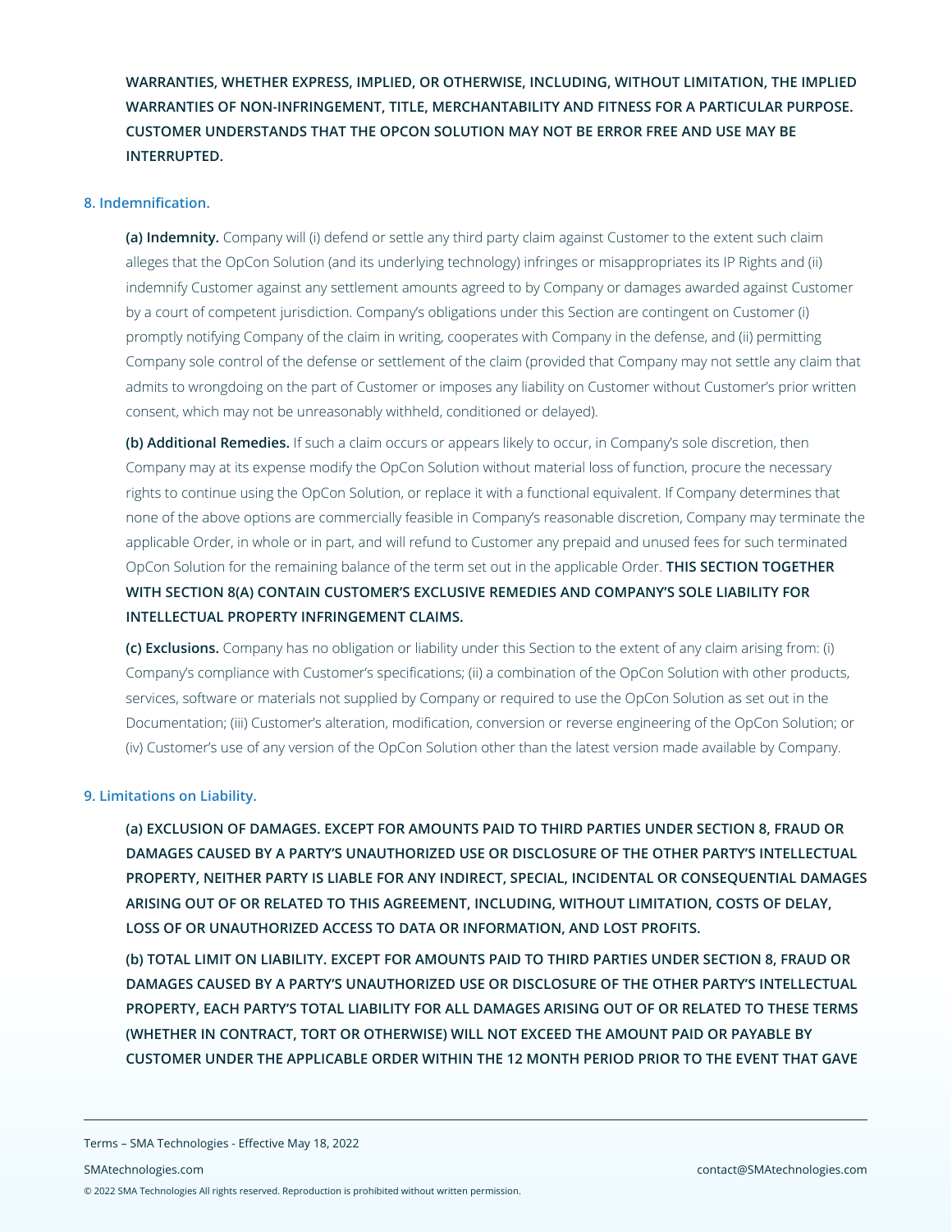**WARRANTIES, WHETHER EXPRESS, IMPLIED, OR OTHERWISE, INCLUDING, WITHOUT LIMITATION, THE IMPLIED WARRANTIES OF NON-INFRINGEMENT, TITLE, MERCHANTABILITY AND FITNESS FOR A PARTICULAR PURPOSE. CUSTOMER UNDERSTANDS THAT THE OPCON SOLUTION MAY NOT BE ERROR FREE AND USE MAY BE INTERRUPTED.**

### 8. Indemnification.

**(a) Indemnity.** Company will (i) defend or settle any third party claim against Customer to the extent such claim alleges that the OpCon Solution (and its underlying technology) infringes or misappropriates its IP Rights and (ii) indemnify Customer against any settlement amounts agreed to by Company or damages awarded against Customer by a court of competent jurisdiction. Company's obligations under this Section are contingent on Customer (i) promptly notifying Company of the claim in writing, cooperates with Company in the defense, and (ii) permitting Company sole control of the defense or settlement of the claim (provided that Company may not settle any claim that admits to wrongdoing on the part of Customer or imposes any liability on Customer without Customer's prior written consent, which may not be unreasonably withheld, conditioned or delayed).

**(b) Additional Remedies.** If such a claim occurs or appears likely to occur, in Company's sole discretion, then Company may at its expense modify the OpCon Solution without material loss of function, procure the necessary rights to continue using the OpCon Solution, or replace it with a functional equivalent. If Company determines that none of the above options are commercially feasible in Company's reasonable discretion, Company may terminate the applicable Order, in whole or in part, and will refund to Customer any prepaid and unused fees for such terminated OpCon Solution for the remaining balance of the term set out in the applicable Order. **THIS SECTION TOGETHER WITH SECTION 8(A) CONTAIN CUSTOMER'S EXCLUSIVE REMEDIES AND COMPANY'S SOLE LIABILITY FOR INTELLECTUAL PROPERTY INFRINGEMENT CLAIMS.**

**(c) Exclusions.** Company has no obligation or liability under this Section to the extent of any claim arising from: (i) Company's compliance with Customer's specifications; (ii) a combination of the OpCon Solution with other products, services, software or materials not supplied by Company or required to use the OpCon Solution as set out in the Documentation; (iii) Customer's alteration, modification, conversion or reverse engineering of the OpCon Solution; or (iv) Customer's use of any version of the OpCon Solution other than the latest version made available by Company.

### 9. Limitations on Liability.

**(a) EXCLUSION OF DAMAGES. EXCEPT FOR AMOUNTS PAID TO THIRD PARTIES UNDER SECTION 8, FRAUD OR DAMAGES CAUSED BY A PARTY'S UNAUTHORIZED USE OR DISCLOSURE OF THE OTHER PARTY'S INTELLECTUAL PROPERTY, NEITHER PARTY IS LIABLE FOR ANY INDIRECT, SPECIAL, INCIDENTAL OR CONSEQUENTIAL DAMAGES ARISING OUT OF OR RELATED TO THIS AGREEMENT, INCLUDING, WITHOUT LIMITATION, COSTS OF DELAY, LOSS OF OR UNAUTHORIZED ACCESS TO DATA OR INFORMATION, AND LOST PROFITS.**

**(b) TOTAL LIMIT ON LIABILITY. EXCEPT FOR AMOUNTS PAID TO THIRD PARTIES UNDER SECTION 8, FRAUD OR DAMAGES CAUSED BY A PARTY'S UNAUTHORIZED USE OR DISCLOSURE OF THE OTHER PARTY'S INTELLECTUAL PROPERTY, EACH PARTY'S TOTAL LIABILITY FOR ALL DAMAGES ARISING OUT OF OR RELATED TO THESE TERMS (WHETHER IN CONTRACT, TORT OR OTHERWISE) WILL NOT EXCEED THE AMOUNT PAID OR PAYABLE BY CUSTOMER UNDER THE APPLICABLE ORDER WITHIN THE 12 MONTH PERIOD PRIOR TO THE EVENT THAT GAVE**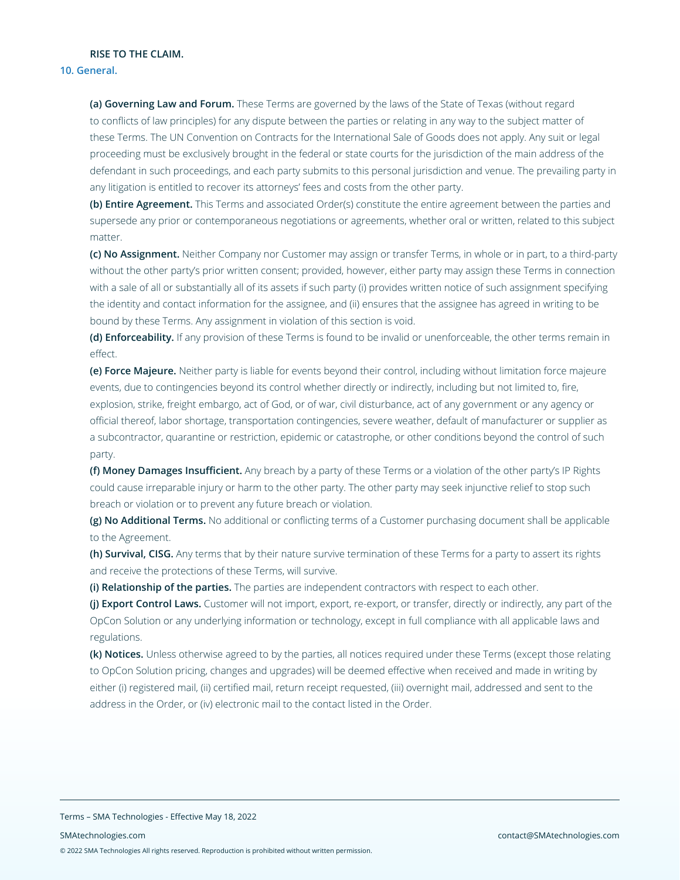**RISE TO THE CLAIM.**

## 10. General.

**(a) Governing Law and Forum.** These Terms are governed by the laws of the State of Texas (without regard to conflicts of law principles) for any dispute between the parties or relating in any way to the subject matter of these Terms. The UN Convention on Contracts for the International Sale of Goods does not apply. Any suit or legal proceeding must be exclusively brought in the federal or state courts for the jurisdiction of the main address of the defendant in such proceedings, and each party submits to this personal jurisdiction and venue. The prevailing party in any litigation is entitled to recover its attorneys' fees and costs from the other party.

**(b) Entire Agreement.** This Terms and associated Order(s) constitute the entire agreement between the parties and supersede any prior or contemporaneous negotiations or agreements, whether oral or written, related to this subject matter.

**(c) No Assignment.** Neither Company nor Customer may assign or transfer Terms, in whole or in part, to a third-party without the other party's prior written consent; provided, however, either party may assign these Terms in connection with a sale of all or substantially all of its assets if such party (i) provides written notice of such assignment specifying the identity and contact information for the assignee, and (ii) ensures that the assignee has agreed in writing to be bound by these Terms. Any assignment in violation of this section is void.

**(d) Enforceability.** If any provision of these Terms is found to be invalid or unenforceable, the other terms remain in effect.

**(e) Force Majeure.** Neither party is liable for events beyond their control, including without limitation force majeure events, due to contingencies beyond its control whether directly or indirectly, including but not limited to, fire, explosion, strike, freight embargo, act of God, or of war, civil disturbance, act of any government or any agency or official thereof, labor shortage, transportation contingencies, severe weather, default of manufacturer or supplier as a subcontractor, quarantine or restriction, epidemic or catastrophe, or other conditions beyond the control of such party.

**(f) Money Damages Insufficient.** Any breach by a party of these Terms or a violation of the other party's IP Rights could cause irreparable injury or harm to the other party. The other party may seek injunctive relief to stop such breach or violation or to prevent any future breach or violation.

**(g) No Additional Terms.** No additional or conflicting terms of a Customer purchasing document shall be applicable to the Agreement.

**(h) Survival, CISG.** Any terms that by their nature survive termination of these Terms for a party to assert its rights and receive the protections of these Terms, will survive.

**(i) Relationship of the parties.** The parties are independent contractors with respect to each other.

**(j) Export Control Laws.** Customer will not import, export, re-export, or transfer, directly or indirectly, any part of the OpCon Solution or any underlying information or technology, except in full compliance with all applicable laws and regulations.

**(k) Notices.** Unless otherwise agreed to by the parties, all notices required under these Terms (except those relating to OpCon Solution pricing, changes and upgrades) will be deemed effective when received and made in writing by either (i) registered mail, (ii) certified mail, return receipt requested, (iii) overnight mail, addressed and sent to the address in the Order, or (iv) electronic mail to the contact listed in the Order.